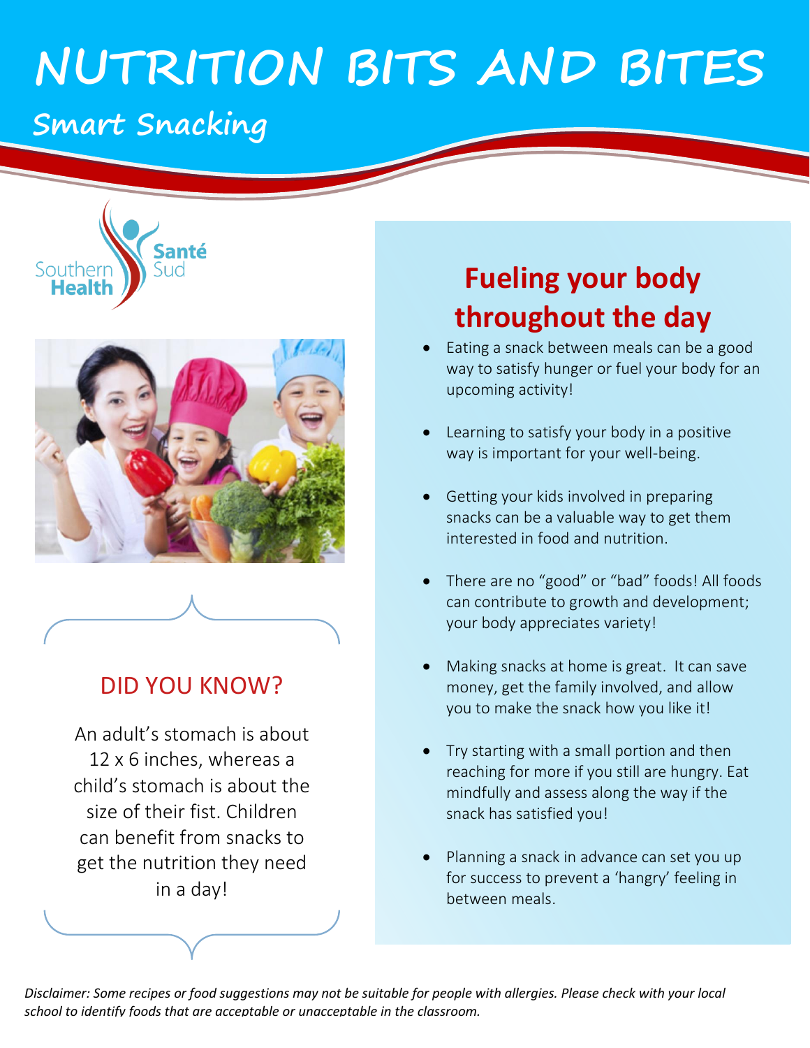# NUTRITION BITS AND BITES

## Smart Snacking

Southern Health Santé Sud

## DID YOU KNOW?

An adult's stomach is about 12 x 6 inches, whereas a child's stomach is about the size of their fist. Children can benefit from snacks to get the nutrition they need in a day!

## Fueling your body throughout the day

- Eating a snack between meals can be a good way to satisfy hunger or fuel your body for an upcoming activity!
- Learning to satisfy your body in a positive way is important for your well-being.
- Getting your kids involved in preparing snacks can be a valuable way to get them interested in food and nutrition.
- There are no "good" or "bad" foods! All foods can contribute to growth and development; your body appreciates variety!
- Making snacks at home is great. It can save money, get the family involved, and allow you to make the snack how you like it!
- Try starting with a small portion and then reaching for more if you still are hungry. Eat mindfully and assess along the way if the snack has satisfied you!
- Planning a snack in advance can set you up for success to prevent a 'hangry' feeling in between meals.

*Disclaimer: Some recipes or food suggestions may not be suitable for people with allergies. Please check with your local school to identify foods that are acceptable or unacceptable in the classroom.*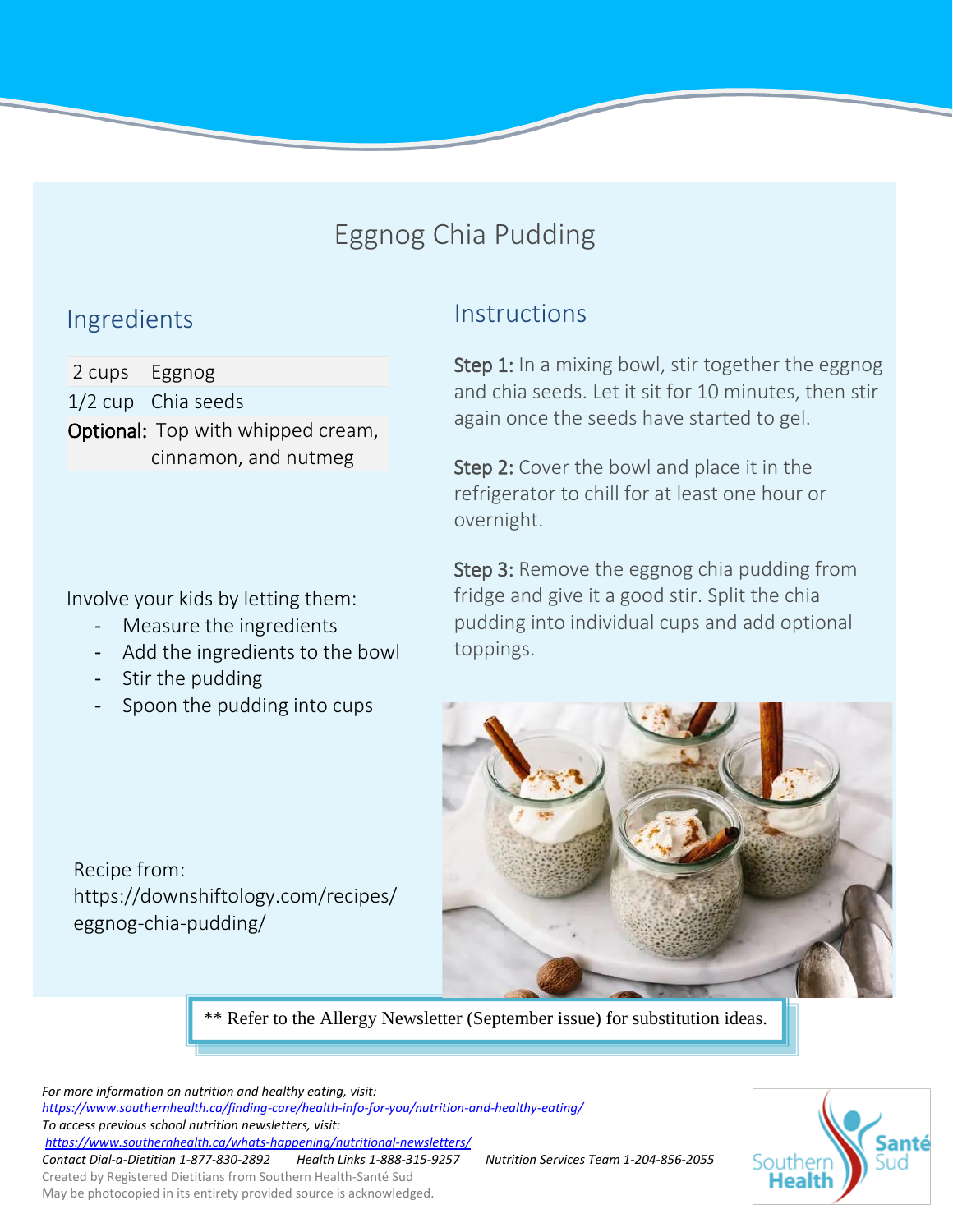# Eggnog Chia Pudding

## Ingredients

| | |
|---|---|
| 2 cups | Eggnog |
| 1/2 cup | Chia seeds |
| **Optional:** | Top with whipped cream, cinnamon, and nutmeg |

## Instructions

**Step 1:** In a mixing bowl, stir together the eggnog and chia seeds. Let it sit for 10 minutes, then stir again once the seeds have started to gel.

**Step 2:** Cover the bowl and place it in the refrigerator to chill for at least one hour or overnight.

**Step 3:** Remove the eggnog chia pudding from fridge and give it a good stir. Split the chia pudding into individual cups and add optional toppings.

Involve your kids by letting them:

- Measure the ingredients
- Add the ingredients to the bowl
- Stir the pudding
- Spoon the pudding into cups

Recipe from: https://downshiftology.com/recipes/eggnog-chia-pudding/

** Refer to the Allergy Newsletter (September issue) for substitution ideas.

*For more information on nutrition and healthy eating, visit:*
*https://www.southernhealth.ca/finding-care/health-info-for-you/nutrition-and-healthy-eating/*
*To access previous school nutrition newsletters, visit:*
*https://www.southernhealth.ca/whats-happening/nutritional-newsletters/*
*Contact Dial-a-Dietitian 1-877-830-2892 Health Links 1-888-315-9257 Nutrition Services Team 1-204-856-2055*

Created by Registered Dietitians from Southern Health-Santé Sud
May be photocopied in its entirety provided source is acknowledged.

Southern Health Santé Sud